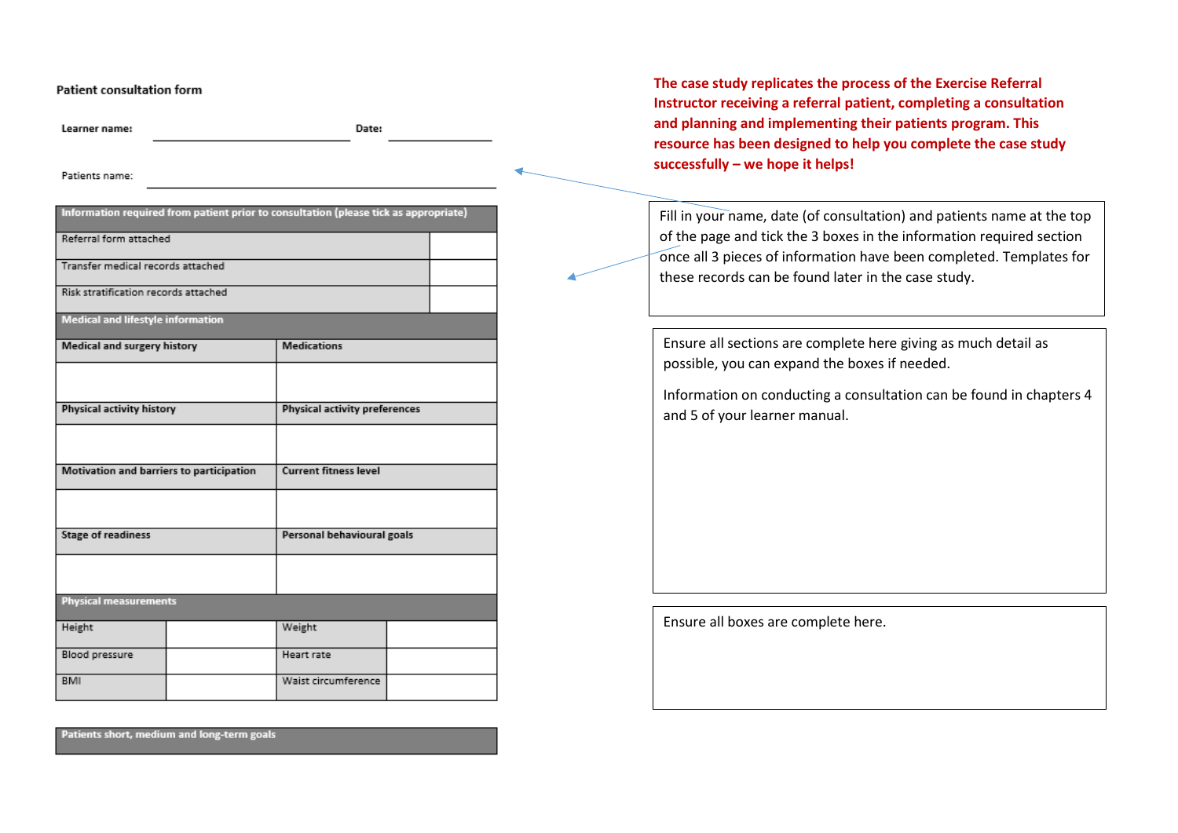**Patient consultation form**

**Learner name:** ______________________ **Date:** ____________

Patients name: ______________________________

| Information required from patient prior to consultation (please tick as appropriate) | |
|---|---|
| Referral form attached | |
| Transfer medical records attached | |
| Risk stratification records attached | |

| Medical and lifestyle information | |
|---|---|
| **Medical and surgery history** | **Medications** |
| | |
| **Physical activity history** | **Physical activity preferences** |
| | |
| **Motivation and barriers to participation** | **Current fitness level** |
| | |
| **Stage of readiness** | **Personal behavioural goals** |
| | |

| Physical measurements | | | |
|---|---|---|---|
| Height | | Weight | |
| Blood pressure | | Heart rate | |
| BMI | | Waist circumference | |

| Patients short, medium and long-term goals |
|---|

**The case study replicates the process of the Exercise Referral Instructor receiving a referral patient, completing a consultation and planning and implementing their patients program. This resource has been designed to help you complete the case study successfully – we hope it helps!**

Fill in your name, date (of consultation) and patients name at the top of the page and tick the 3 boxes in the information required section once all 3 pieces of information have been completed. Templates for these records can be found later in the case study.

Ensure all sections are complete here giving as much detail as possible, you can expand the boxes if needed.

Information on conducting a consultation can be found in chapters 4 and 5 of your learner manual.

Ensure all boxes are complete here.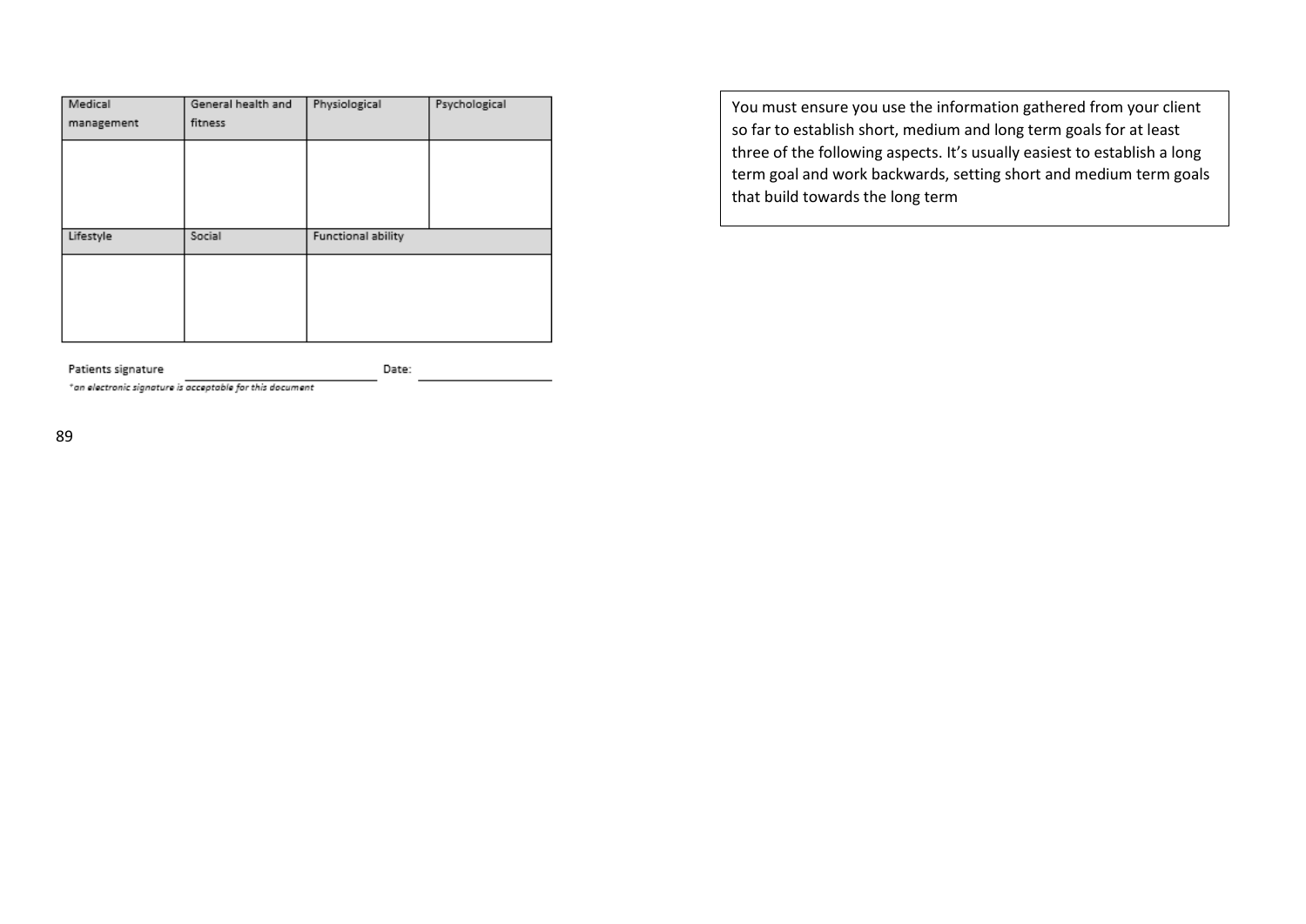| Medical management | General health and fitness | Physiological | Psychological |
| --- | --- | --- | --- |
| | | | |
| **Lifestyle** | **Social** | **Functional ability** | |
| | | | |

Patients signature \_\_\_\_\_\_\_\_\_\_\_\_\_\_\_\_\_\_\_\_ Date: \_\_\_\_\_\_\_\_\_\_\_\_\_\_\_\_

*\*an electronic signature is acceptable for this document*

You must ensure you use the information gathered from your client so far to establish short, medium and long term goals for at least three of the following aspects. It's usually easiest to establish a long term goal and work backwards, setting short and medium term goals that build towards the long term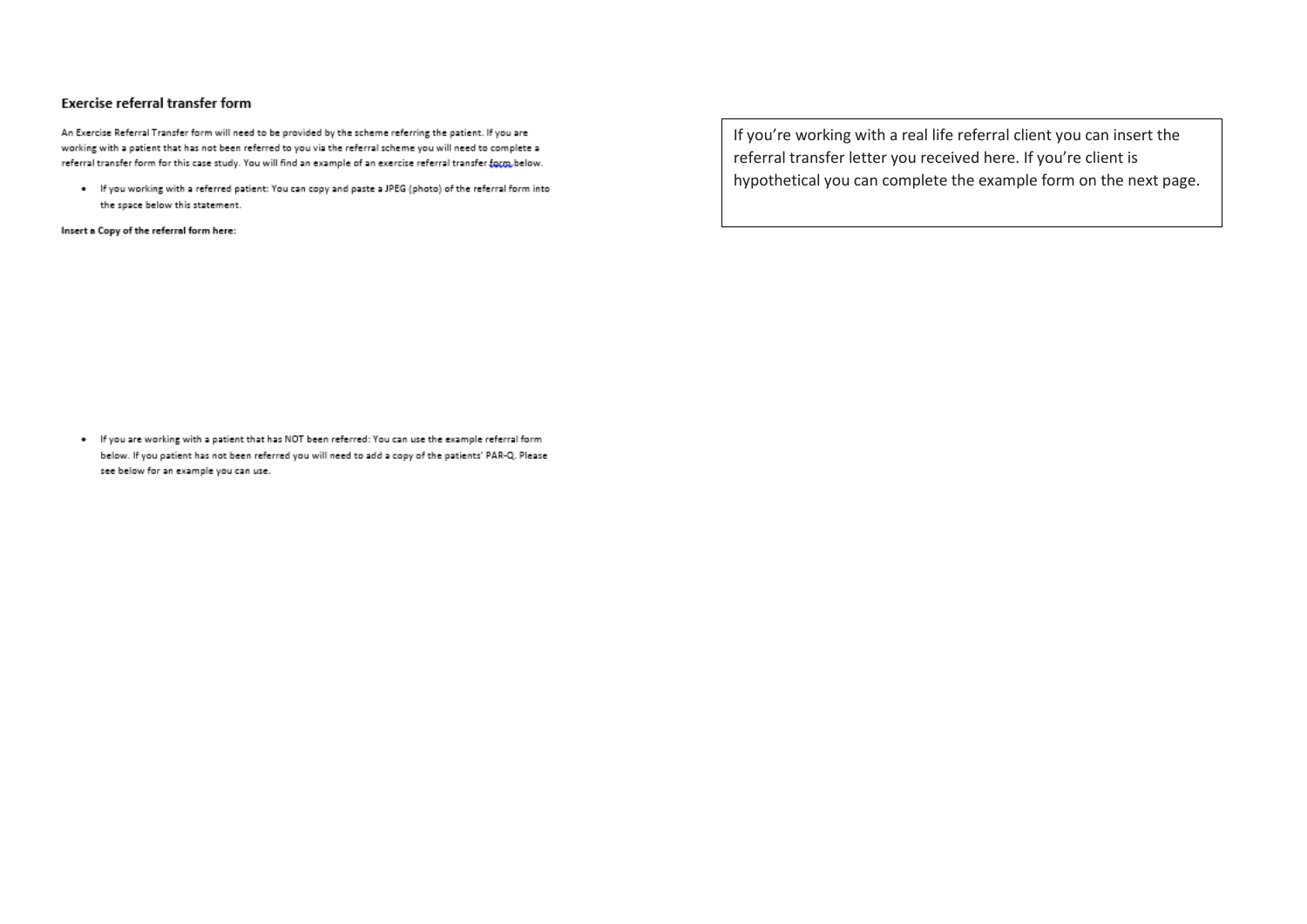### Exercise referral transfer form

An Exercise Referral Transfer form will need to be provided by the scheme referring the patient. If you are working with a patient that has not been referred to you via the referral scheme you will need to complete a referral transfer form for this case study. You will find an example of an exercise referral transfer form below.

- If you working with a referred patient: You can copy and paste a JPEG (photo) of the referral form into the space below this statement.

**Insert a Copy of the referral form here:**

- If you are working with a patient that has NOT been referred: You can use the example referral form below. If you patient has not been referred you will need to add a copy of the patients' PAR-Q. Please see below for an example you can use.

If you're working with a real life referral client you can insert the referral transfer letter you received here. If you're client is hypothetical you can complete the example form on the next page.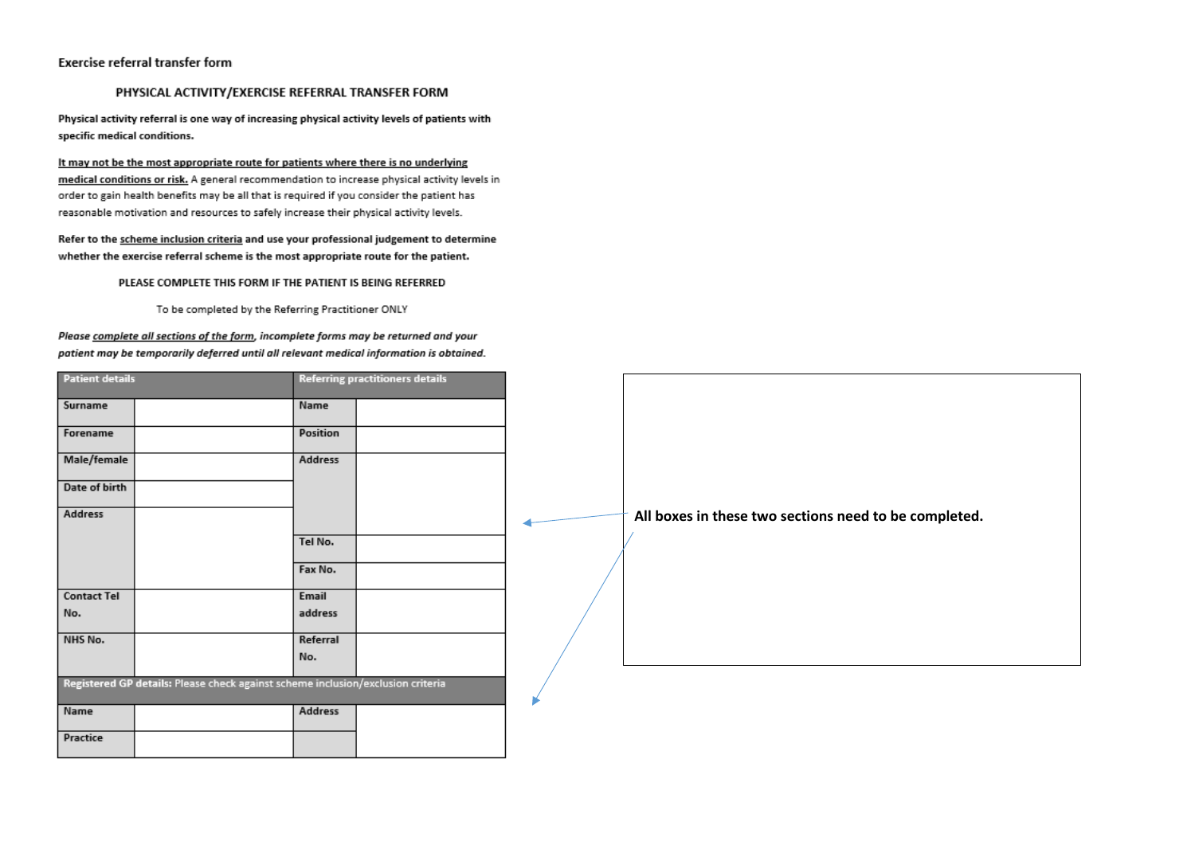Exercise referral transfer form

## PHYSICAL ACTIVITY/EXERCISE REFERRAL TRANSFER FORM

**Physical activity referral is one way of increasing physical activity levels of patients with specific medical conditions.**

**It may not be the most appropriate route for patients where there is no underlying medical conditions or risk.** A general recommendation to increase physical activity levels in order to gain health benefits may be all that is required if you consider the patient has reasonable motivation and resources to safely increase their physical activity levels.

**Refer to the scheme inclusion criteria and use your professional judgement to determine whether the exercise referral scheme is the most appropriate route for the patient.**

PLEASE COMPLETE THIS FORM IF THE PATIENT IS BEING REFERRED

To be completed by the Referring Practitioner ONLY

***Please complete all sections of the form, incomplete forms may be returned and your patient may be temporarily deferred until all relevant medical information is obtained.***

| Patient details | | Referring practitioners details | |
|---|---|---|---|
| Surname | | Name | |
| Forename | | Position | |
| Male/female | | Address | |
| Date of birth | | | |
| Address | | | |
| | | Tel No. | |
| | | Fax No. | |
| Contact Tel No. | | Email address | |
| NHS No. | | Referral No. | |
| **Registered GP details:** Please check against scheme inclusion/exclusion criteria | | | |
| Name | | Address | |
| Practice | | | |

**All boxes in these two sections need to be completed.**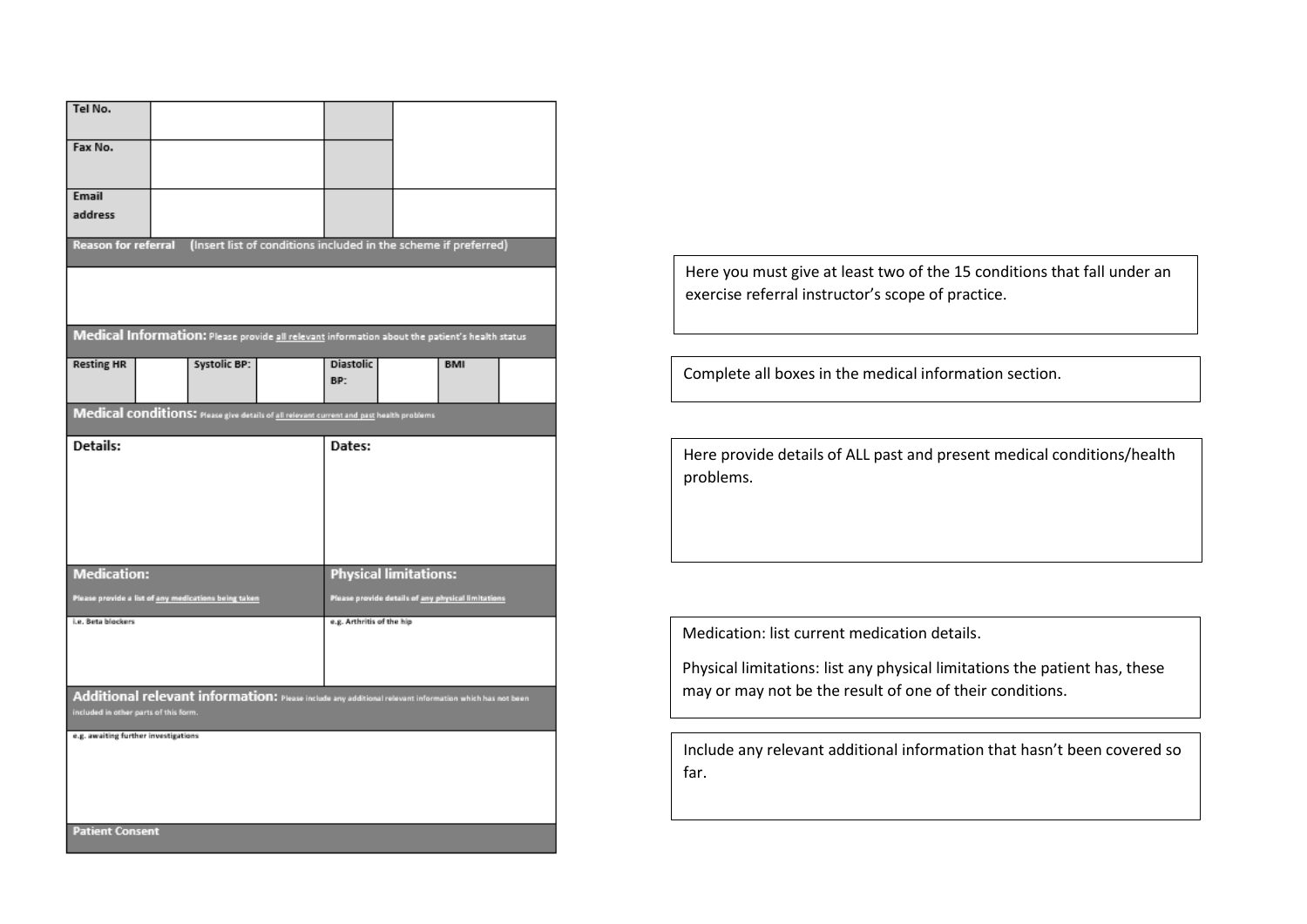| Tel No. | | | |
|---|---|---|---|
| Fax No. | | | |
| Email address | | | |

**Reason for referral** (Insert list of conditions included in the scheme if preferred)

> Here you must give at least two of the 15 conditions that fall under an exercise referral instructor's scope of practice.

**Medical Information:** Please provide all relevant information about the patient's health status

| Resting HR | | Systolic BP: | | Diastolic BP: | | BMI | |
|---|---|---|---|---|---|---|---|

> Complete all boxes in the medical information section.

**Medical conditions:** Please give details of all relevant current and past health problems

| Details: | Dates: |
|---|---|
| | |

> Here provide details of ALL past and present medical conditions/health problems.

| **Medication:** Please provide a list of any medications being taken | **Physical limitations:** Please provide details of any physical limitations |
|---|---|
| i.e. Beta blockers | e.g. Arthritis of the hip |

> Medication: list current medication details.
>
> Physical limitations: list any physical limitations the patient has, these may or may not be the result of one of their conditions.

**Additional relevant information:** Please include any additional relevant information which has not been included in other parts of this form.

e.g. awaiting further investigations

> Include any relevant additional information that hasn't been covered so far.

**Patient Consent**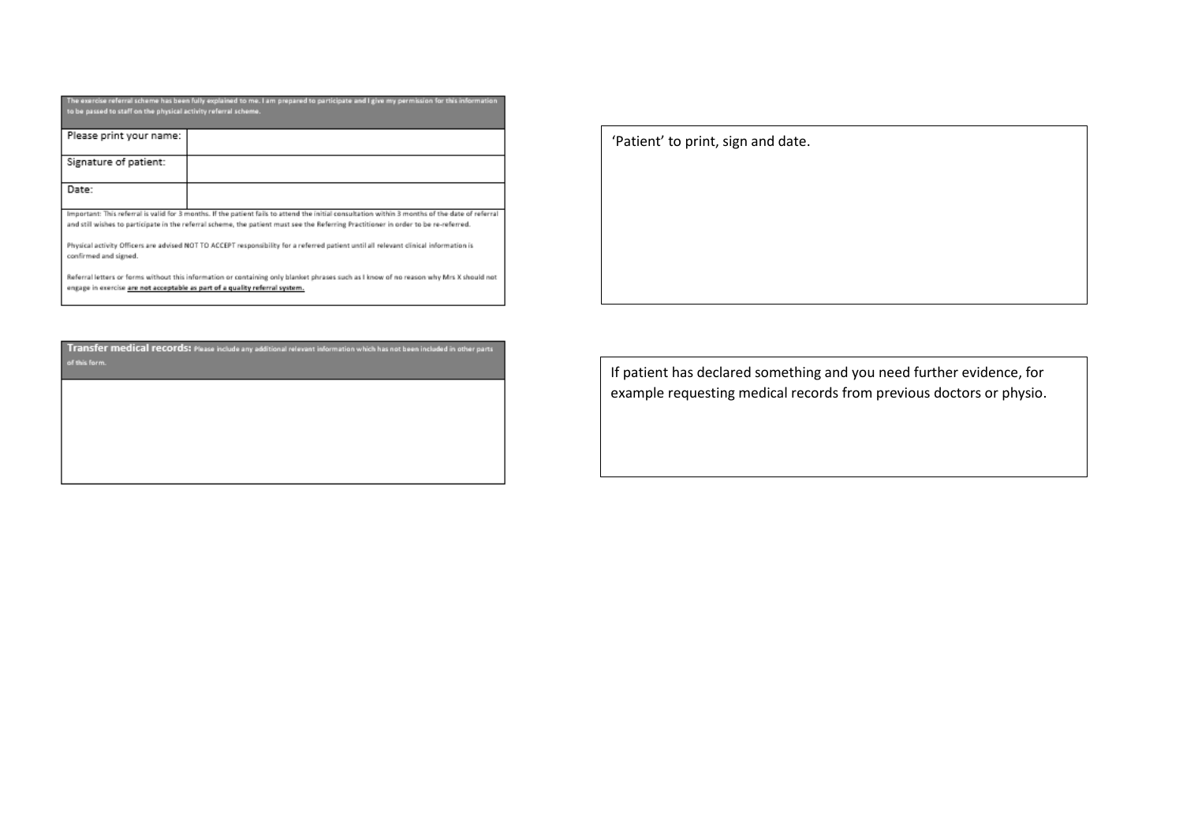The exercise referral scheme has been fully explained to me. I am prepared to participate and I give my permission for this information to be passed to staff on the physical activity referral scheme.

| Please print your name: | |
|---|---|
| Signature of patient: | |
| Date: | |

Important: This referral is valid for 3 months. If the patient fails to attend the initial consultation within 3 months of the date of referral and still wishes to participate in the referral scheme, the patient must see the Referring Practitioner in order to be re-referred.

Physical activity Officers are advised NOT TO ACCEPT responsibility for a referred patient until all relevant clinical information is confirmed and signed.

Referral letters or forms without this information or containing only blanket phrases such as I know of no reason why Mrs X should not engage in exercise **are not acceptable as part of a quality referral system.**

'Patient' to print, sign and date.

**Transfer medical records:** Please include any additional relevant information which has not been included in other parts of this form.

If patient has declared something and you need further evidence, for example requesting medical records from previous doctors or physio.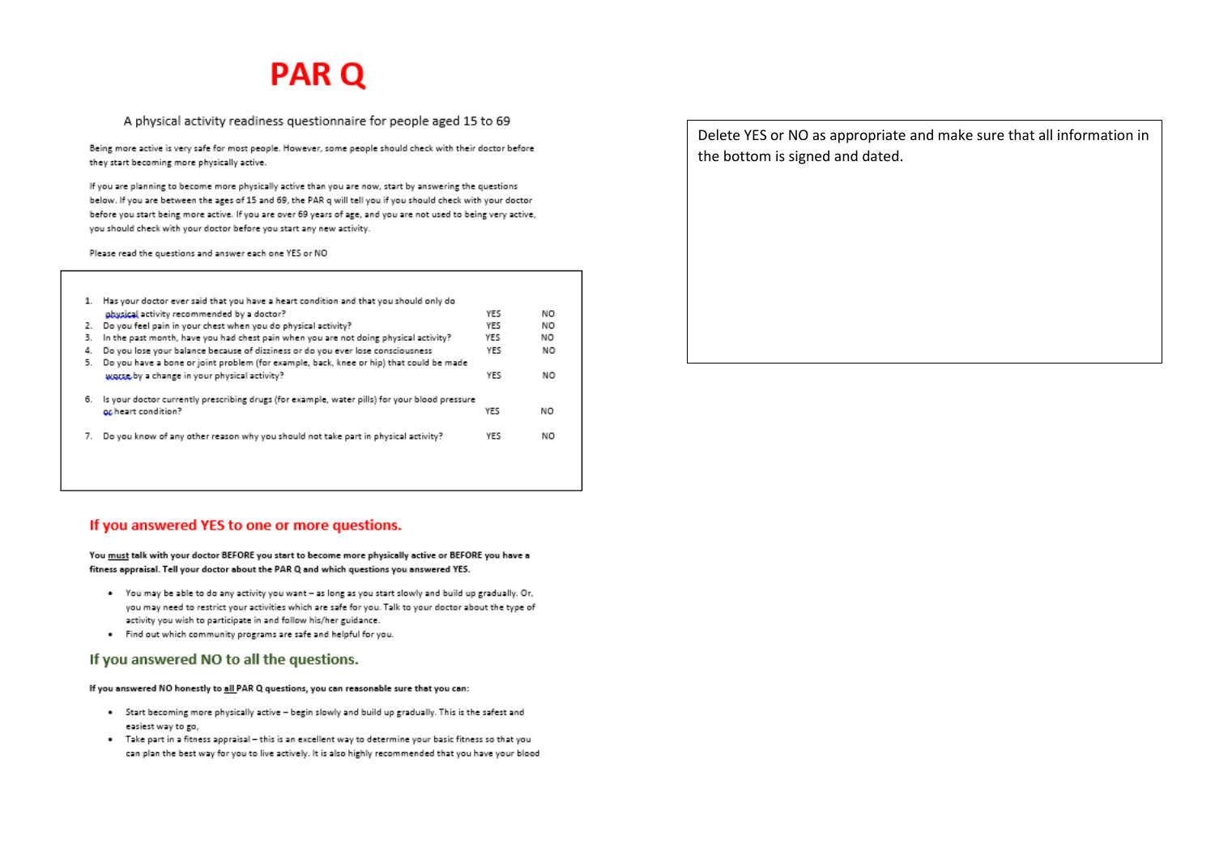# PAR Q

A physical activity readiness questionnaire for people aged 15 to 69

Being more active is very safe for most people. However, some people should check with their doctor before they start becoming more physically active.

If you are planning to become more physically active than you are now, start by answering the questions below. If you are between the ages of 15 and 69, the PAR q will tell you if you should check with your doctor before you start being more active. If you are over 69 years of age, and you are not used to being very active, you should check with your doctor before you start any new activity.

Please read the questions and answer each one YES or NO

| | Question | | |
|---|---|---|---|
| 1. | Has your doctor ever said that you have a heart condition and that you should only do physical activity recommended by a doctor? | YES | NO |
| 2. | Do you feel pain in your chest when you do physical activity? | YES | NO |
| 3. | In the past month, have you had chest pain when you are not doing physical activity? | YES | NO |
| 4. | Do you lose your balance because of dizziness or do you ever lose consciousness | YES | NO |
| 5. | Do you have a bone or joint problem (for example, back, knee or hip) that could be made worse by a change in your physical activity? | YES | NO |
| 6. | Is your doctor currently prescribing drugs (for example, water pills) for your blood pressure or heart condition? | YES | NO |
| 7. | Do you know of any other reason why you should not take part in physical activity? | YES | NO |

## If you answered YES to one or more questions.

**You must talk with your doctor BEFORE you start to become more physically active or BEFORE you have a fitness appraisal. Tell your doctor about the PAR Q and which questions you answered YES.**

- You may be able to do any activity you want – as long as you start slowly and build up gradually. Or, you may need to restrict your activities which are safe for you. Talk to your doctor about the type of activity you wish to participate in and follow his/her guidance.
- Find out which community programs are safe and helpful for you.

## If you answered NO to all the questions.

**If you answered NO honestly to all PAR Q questions, you can reasonable sure that you can:**

- Start becoming more physically active – begin slowly and build up gradually. This is the safest and easiest way to go,
- Take part in a fitness appraisal – this is an excellent way to determine your basic fitness so that you can plan the best way for you to live actively. It is also highly recommended that you have your blood

Delete YES or NO as appropriate and make sure that all information in the bottom is signed and dated.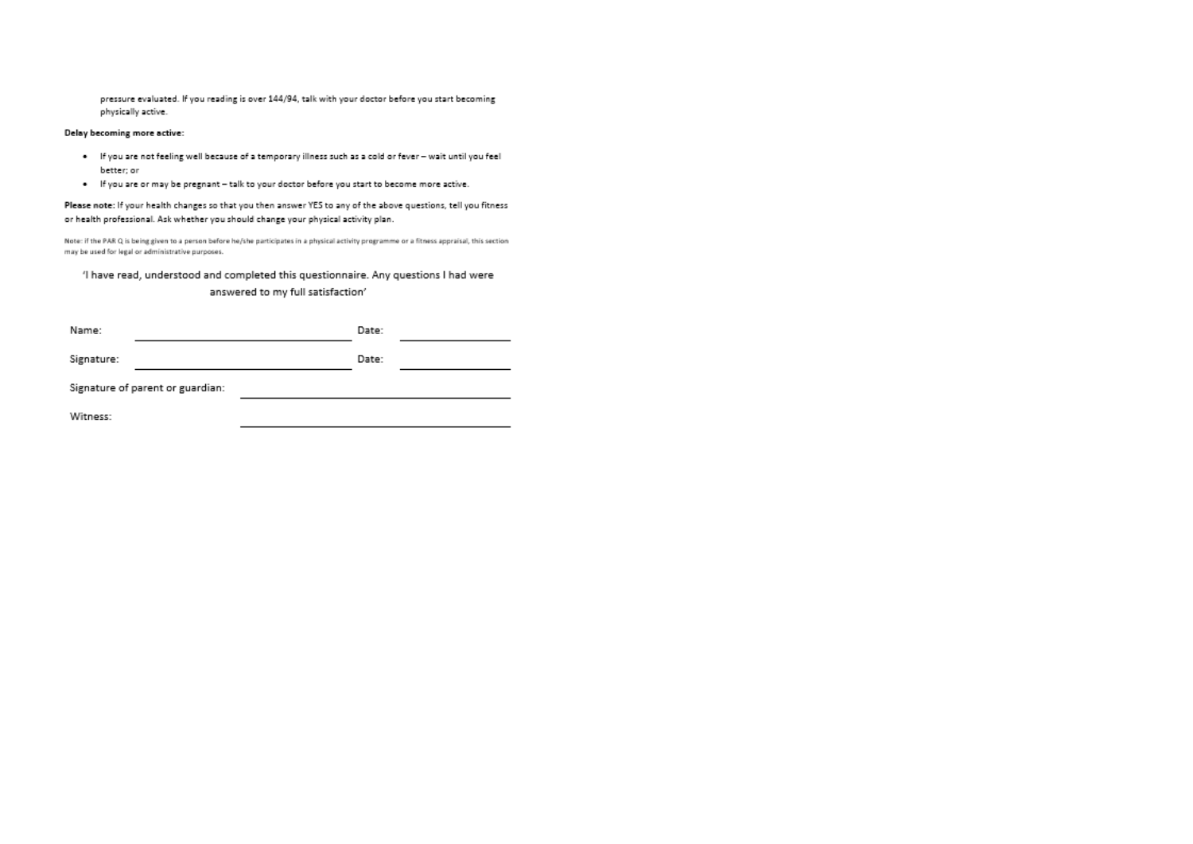pressure evaluated. If you reading is over 144/94, talk with your doctor before you start becoming physically active.

**Delay becoming more active:**

- If you are not feeling well because of a temporary illness such as a cold or fever – wait until you feel better; or
- If you are or may be pregnant – talk to your doctor before you start to become more active.

**Please note:** If your health changes so that you then answer YES to any of the above questions, tell you fitness or health professional. Ask whether you should change your physical activity plan.

Note: if the PAR Q is being given to a person before he/she participates in a physical activity programme or a fitness appraisal, this section may be used for legal or administrative purposes.

'I have read, understood and completed this questionnaire. Any questions I had were answered to my full satisfaction'

Name: ______________________ Date: ____________

Signature: ______________________ Date: ____________

Signature of parent or guardian: ______________________

Witness: ______________________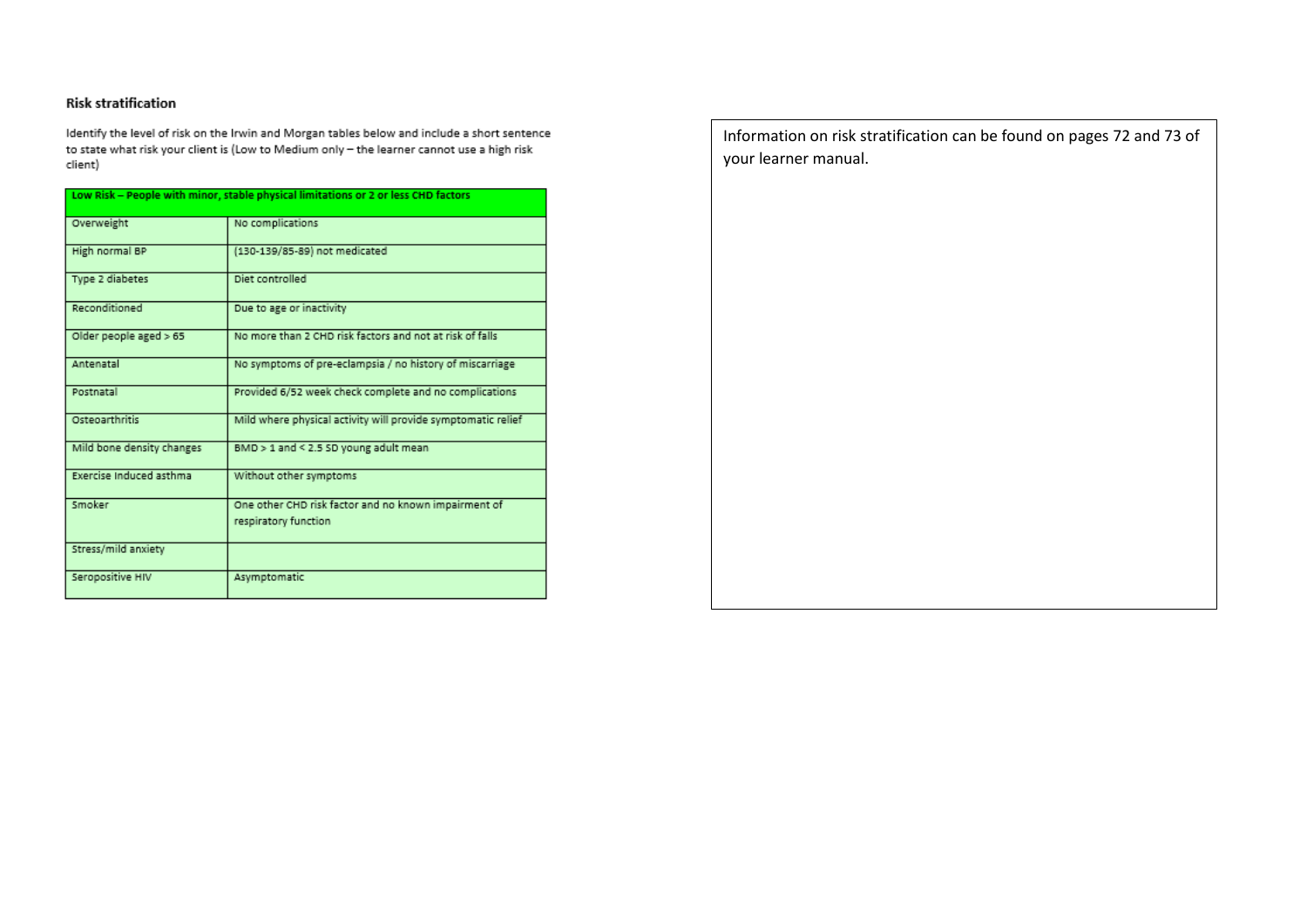### Risk stratification

Identify the level of risk on the Irwin and Morgan tables below and include a short sentence to state what risk your client is (Low to Medium only – the learner cannot use a high risk client)

| Low Risk – People with minor, stable physical limitations or 2 or less CHD factors | |
|---|---|
| Overweight | No complications |
| High normal BP | (130-139/85-89) not medicated |
| Type 2 diabetes | Diet controlled |
| Reconditioned | Due to age or inactivity |
| Older people aged > 65 | No more than 2 CHD risk factors and not at risk of falls |
| Antenatal | No symptoms of pre-eclampsia / no history of miscarriage |
| Postnatal | Provided 6/52 week check complete and no complications |
| Osteoarthritis | Mild where physical activity will provide symptomatic relief |
| Mild bone density changes | BMD > 1 and < 2.5 SD young adult mean |
| Exercise Induced asthma | Without other symptoms |
| Smoker | One other CHD risk factor and no known impairment of respiratory function |
| Stress/mild anxiety | |
| Seropositive HIV | Asymptomatic |

Information on risk stratification can be found on pages 72 and 73 of your learner manual.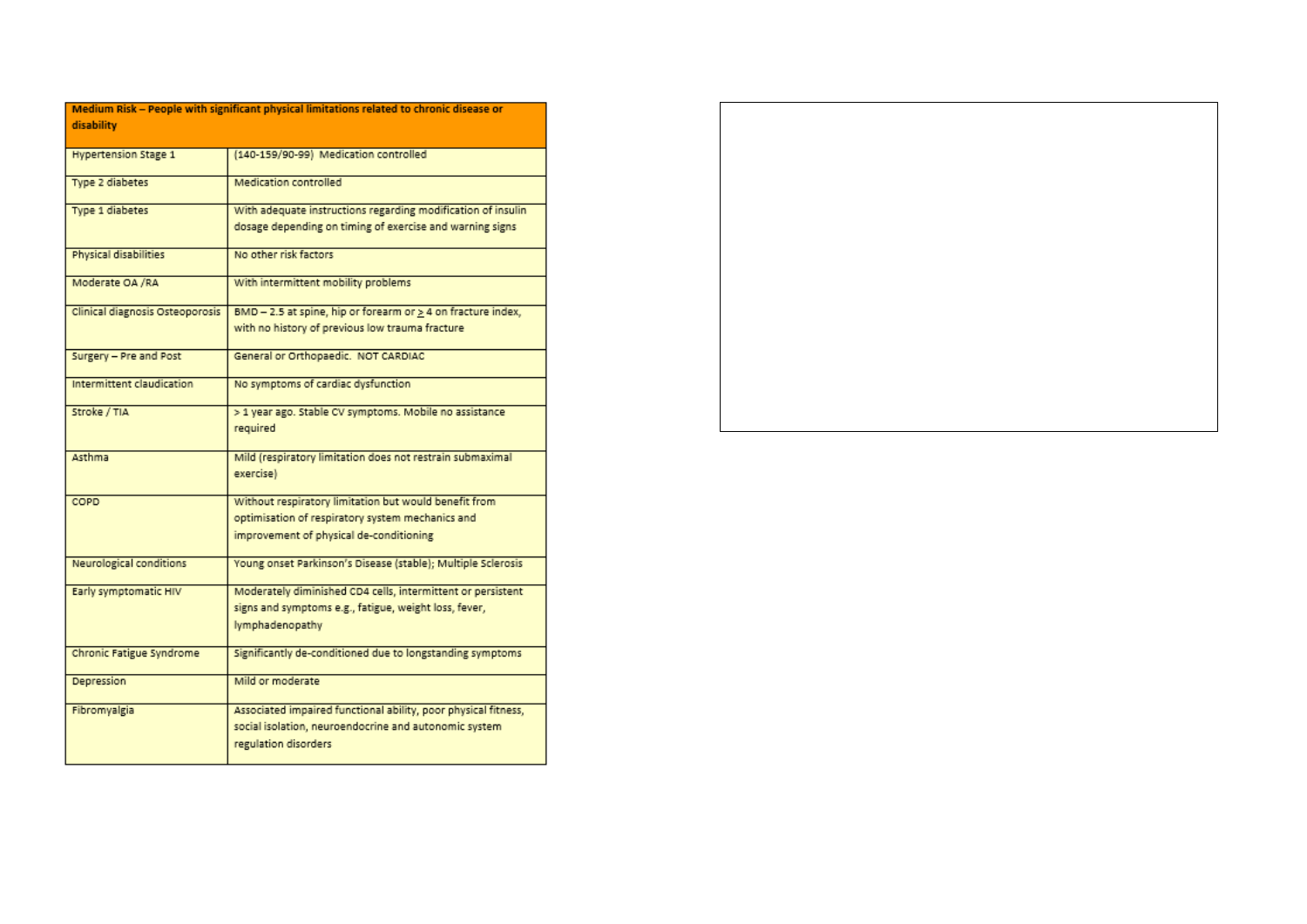| Medium Risk – People with significant physical limitations related to chronic disease or disability | |
|---|---|
| Hypertension Stage 1 | (140-159/90-99) Medication controlled |
| Type 2 diabetes | Medication controlled |
| Type 1 diabetes | With adequate instructions regarding modification of insulin dosage depending on timing of exercise and warning signs |
| Physical disabilities | No other risk factors |
| Moderate OA /RA | With intermittent mobility problems |
| Clinical diagnosis Osteoporosis | BMD – 2.5 at spine, hip or forearm or ≥ 4 on fracture index, with no history of previous low trauma fracture |
| Surgery – Pre and Post | General or Orthopaedic. NOT CARDIAC |
| Intermittent claudication | No symptoms of cardiac dysfunction |
| Stroke / TIA | > 1 year ago. Stable CV symptoms. Mobile no assistance required |
| Asthma | Mild (respiratory limitation does not restrain submaximal exercise) |
| COPD | Without respiratory limitation but would benefit from optimisation of respiratory system mechanics and improvement of physical de-conditioning |
| Neurological conditions | Young onset Parkinson's Disease (stable); Multiple Sclerosis |
| Early symptomatic HIV | Moderately diminished CD4 cells, intermittent or persistent signs and symptoms e.g., fatigue, weight loss, fever, lymphadenopathy |
| Chronic Fatigue Syndrome | Significantly de-conditioned due to longstanding symptoms |
| Depression | Mild or moderate |
| Fibromyalgia | Associated impaired functional ability, poor physical fitness, social isolation, neuroendocrine and autonomic system regulation disorders |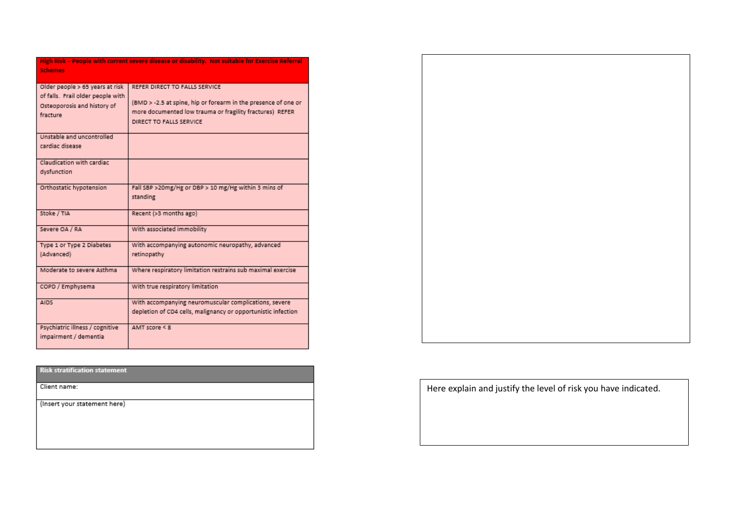| High Risk – People with current severe disease or disability. Not suitable for Exercise Referral Schemes | |
|---|---|
| Older people > 65 years at risk of falls. Frail older people with Osteoporosis and history of fracture | REFER DIRECT TO FALLS SERVICE<br><br>(BMD > -2.5 at spine, hip or forearm in the presence of one or more documented low trauma or fragility fractures) REFER DIRECT TO FALLS SERVICE |
| Unstable and uncontrolled cardiac disease | |
| Claudication with cardiac dysfunction | |
| Orthostatic hypotension | Fall SBP >20mg/Hg or DBP > 10 mg/Hg within 3 mins of standing |
| Stoke / TIA | Recent (>3 months ago) |
| Severe OA / RA | With associated immobility |
| Type 1 or Type 2 Diabetes (Advanced) | With accompanying autonomic neuropathy, advanced retinopathy |
| Moderate to severe Asthma | Where respiratory limitation restrains sub maximal exercise |
| COPD / Emphysema | With true respiratory limitation |
| AIDS | With accompanying neuromuscular complications, severe depletion of CD4 cells, malignancy or opportunistic infection |
| Psychiatric illness / cognitive impairment / dementia | AMT score < 8 |

| Risk stratification statement |
|---|
| Client name: |
| (Insert your statement here) |

Here explain and justify the level of risk you have indicated.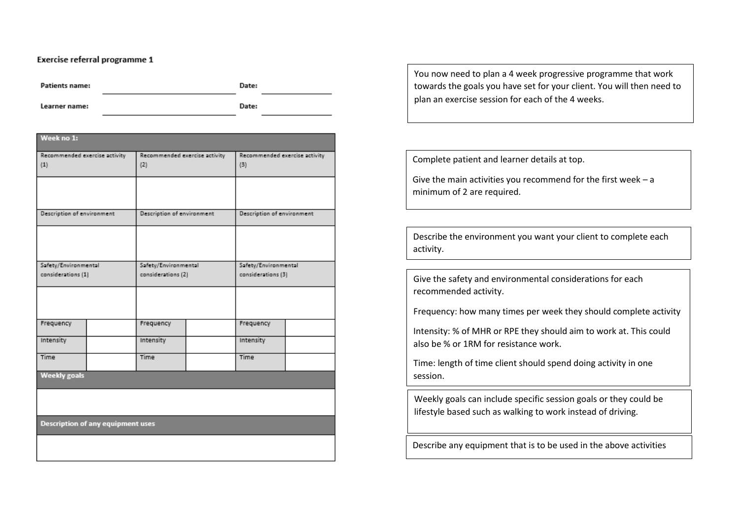**Exercise referral programme 1**

Patients name: ______________________ Date: ____________

Learner name: ______________________ Date: ____________

| Week no 1: | | | | | |
|---|---|---|---|---|---|
| Recommended exercise activity (1) | | Recommended exercise activity (2) | | Recommended exercise activity (3) | |
| | | | | | |
| Description of environment | | Description of environment | | Description of environment | |
| | | | | | |
| Safety/Environmental considerations (1) | | Safety/Environmental considerations (2) | | Safety/Environmental considerations (3) | |
| | | | | | |
| Frequency | | Frequency | | Frequency | |
| Intensity | | Intensity | | Intensity | |
| Time | | Time | | Time | |
| **Weekly goals** | | | | | |
| | | | | | |
| **Description of any equipment uses** | | | | | |
| | | | | | |

You now need to plan a 4 week progressive programme that work towards the goals you have set for your client. You will then need to plan an exercise session for each of the 4 weeks.

Complete patient and learner details at top.

Give the main activities you recommend for the first week – a minimum of 2 are required.

Describe the environment you want your client to complete each activity.

Give the safety and environmental considerations for each recommended activity.

Frequency: how many times per week they should complete activity

Intensity: % of MHR or RPE they should aim to work at. This could also be % or 1RM for resistance work.

Time: length of time client should spend doing activity in one session.

Weekly goals can include specific session goals or they could be lifestyle based such as walking to work instead of driving.

Describe any equipment that is to be used in the above activities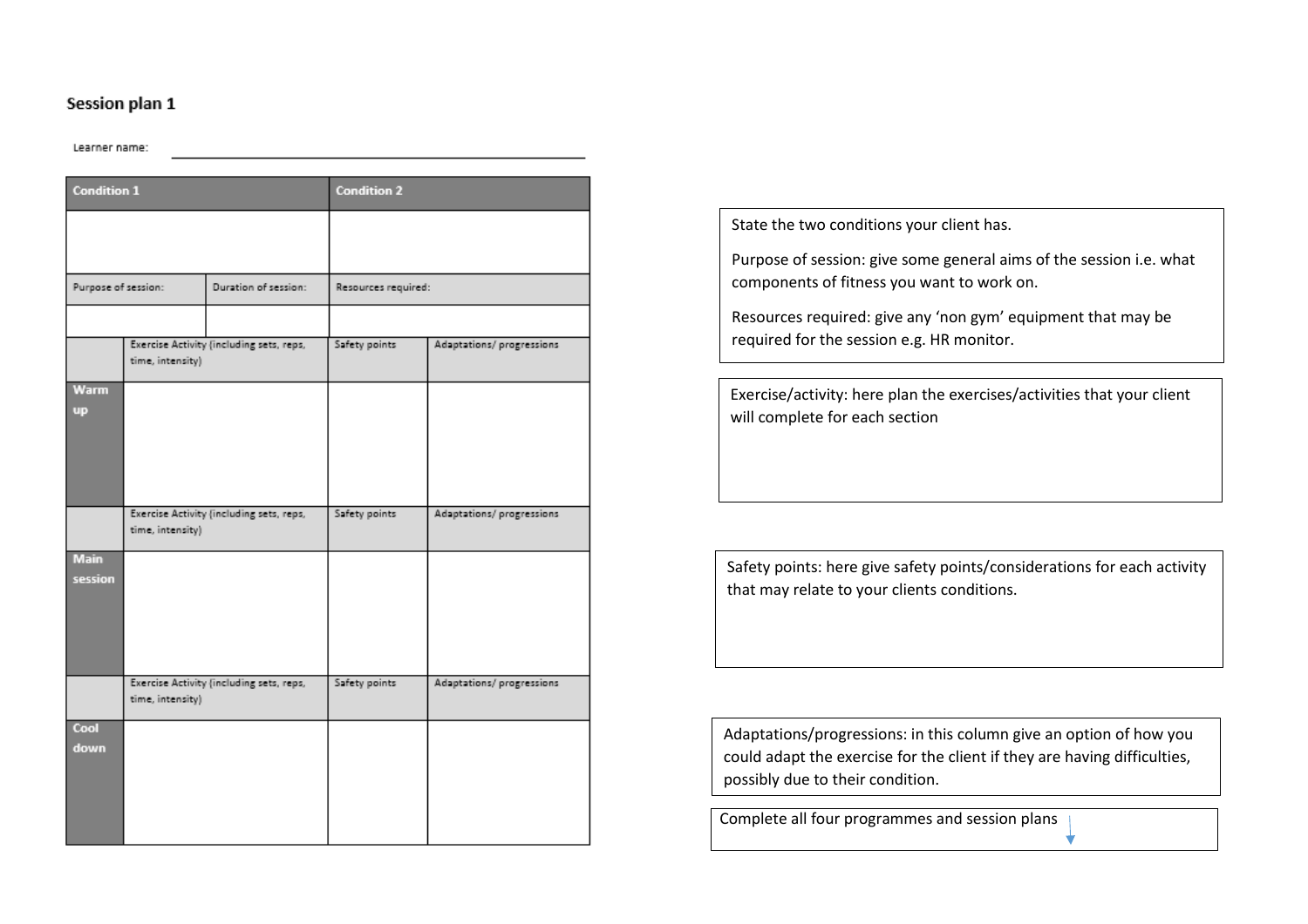## Session plan 1

Learner name: ______________________________

| Condition 1 | | | Condition 2 | |
|---|---|---|---|---|
| | | | | |
| Purpose of session: | | Duration of session: | Resources required: | |
| | | | | |
| | Exercise Activity (including sets, reps, time, intensity) | | Safety points | Adaptations/ progressions |
| **Warm up** | | | | |
| | Exercise Activity (including sets, reps, time, intensity) | | Safety points | Adaptations/ progressions |
| **Main session** | | | | |
| | Exercise Activity (including sets, reps, time, intensity) | | Safety points | Adaptations/ progressions |
| **Cool down** | | | | |

State the two conditions your client has.

Purpose of session: give some general aims of the session i.e. what components of fitness you want to work on.

Resources required: give any 'non gym' equipment that may be required for the session e.g. HR monitor.

Exercise/activity: here plan the exercises/activities that your client will complete for each section

Safety points: here give safety points/considerations for each activity that may relate to your clients conditions.

Adaptations/progressions: in this column give an option of how you could adapt the exercise for the client if they are having difficulties, possibly due to their condition.

Complete all four programmes and session plans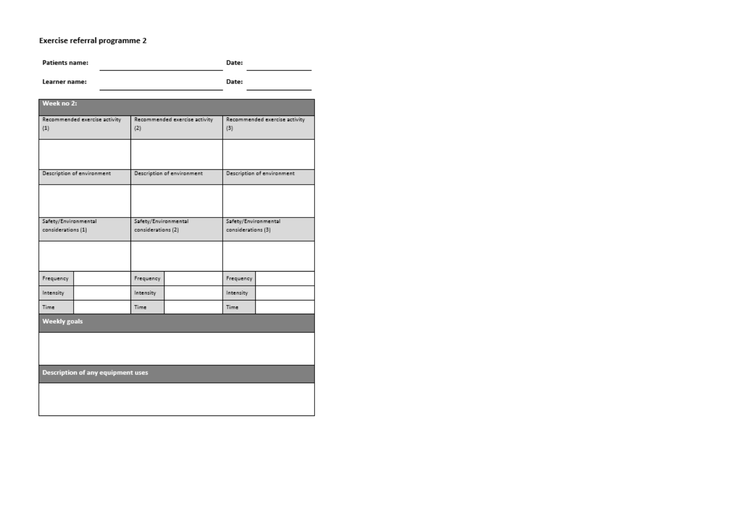**Exercise referral programme 2**

**Patients name:** \_\_\_\_\_\_\_\_\_\_\_\_\_\_\_\_\_\_\_\_ **Date:** \_\_\_\_\_\_\_\_\_\_

**Learner name:** \_\_\_\_\_\_\_\_\_\_\_\_\_\_\_\_\_\_\_\_ **Date:** \_\_\_\_\_\_\_\_\_\_

| Week no 2: | | | | | |
|---|---|---|---|---|---|
| Recommended exercise activity (1) | | Recommended exercise activity (2) | | Recommended exercise activity (3) | |
| | | | | | |
| Description of environment | | Description of environment | | Description of environment | |
| | | | | | |
| Safety/Environmental considerations (1) | | Safety/Environmental considerations (2) | | Safety/Environmental considerations (3) | |
| | | | | | |
| Frequency | | Frequency | | Frequency | |
| Intensity | | Intensity | | Intensity | |
| Time | | Time | | Time | |
| **Weekly goals** | | | | | |
| | | | | | |
| **Description of any equipment uses** | | | | | |
| | | | | | |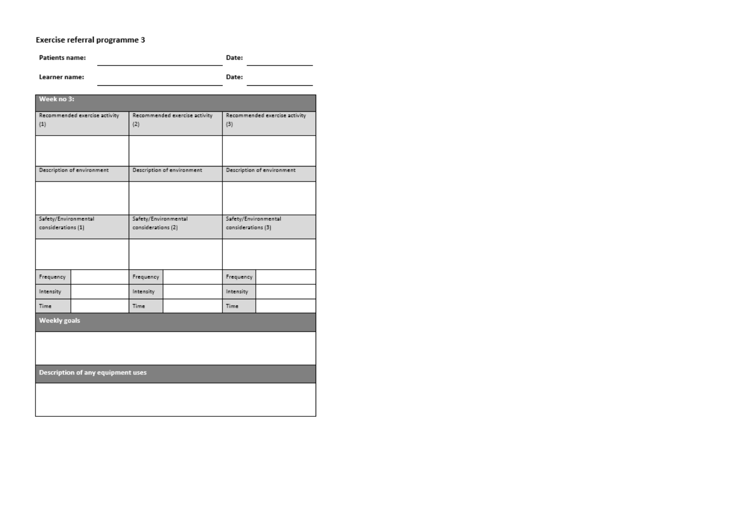# Exercise referral programme 3

**Patients name:** ______________________ **Date:** __________

**Learner name:** ______________________ **Date:** __________

| Week no 3: | | | | | |
|---|---|---|---|---|---|
| Recommended exercise activity (1) | | Recommended exercise activity (2) | | Recommended exercise activity (3) | |
| | | | | | |
| Description of environment | | Description of environment | | Description of environment | |
| | | | | | |
| Safety/Environmental considerations (1) | | Safety/Environmental considerations (2) | | Safety/Environmental considerations (3) | |
| | | | | | |
| Frequency | | Frequency | | Frequency | |
| Intensity | | Intensity | | Intensity | |
| Time | | Time | | Time | |
| **Weekly goals** | | | | | |
| | | | | | |
| **Description of any equipment uses** | | | | | |
| | | | | | |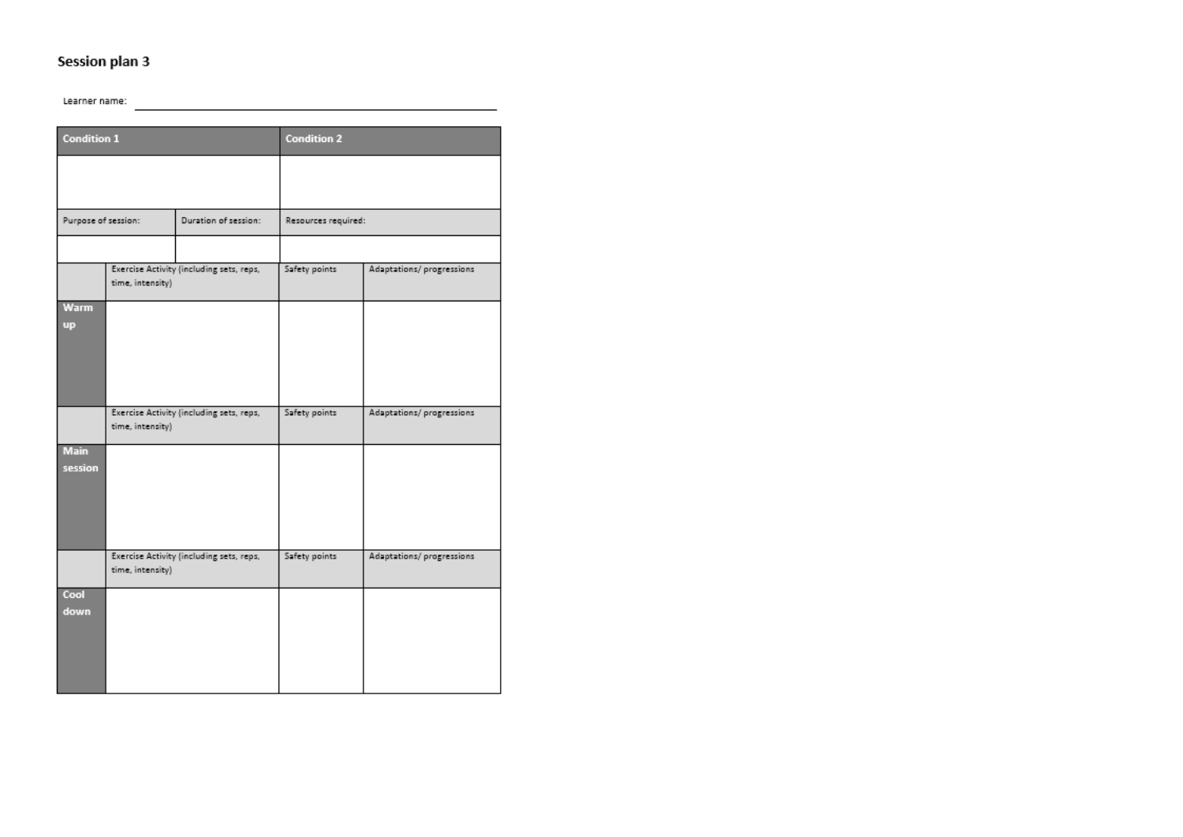## Session plan 3

Learner name: ______________________________

| Condition 1 | | | Condition 2 | |
|---|---|---|---|---|
| | | | | |
| Purpose of session: | | Duration of session: | Resources required: | |
| | | | | |
| | Exercise Activity (including sets, reps, time, intensity) | | Safety points | Adaptations/ progressions |
| **Warm up** | | | | |
| | Exercise Activity (including sets, reps, time, intensity) | | Safety points | Adaptations/ progressions |
| **Main session** | | | | |
| | Exercise Activity (including sets, reps, time, intensity) | | Safety points | Adaptations/ progressions |
| **Cool down** | | | | |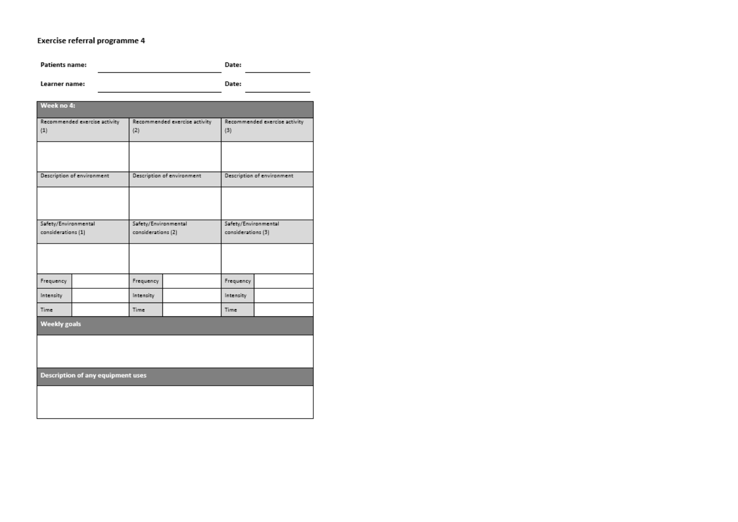**Exercise referral programme 4**

**Patients name:** \_\_\_\_\_\_\_\_\_\_\_\_\_\_\_\_\_\_\_\_ **Date:** \_\_\_\_\_\_\_\_\_\_

**Learner name:** \_\_\_\_\_\_\_\_\_\_\_\_\_\_\_\_\_\_\_\_ **Date:** \_\_\_\_\_\_\_\_\_\_

| **Week no 4:** | | | | | |
|---|---|---|---|---|---|
| Recommended exercise activity (1) | | Recommended exercise activity (2) | | Recommended exercise activity (3) | |
| | | | | | |
| Description of environment | | Description of environment | | Description of environment | |
| | | | | | |
| Safety/Environmental considerations (1) | | Safety/Environmental considerations (2) | | Safety/Environmental considerations (3) | |
| | | | | | |
| Frequency | | Frequency | | Frequency | |
| Intensity | | Intensity | | Intensity | |
| Time | | Time | | Time | |
| **Weekly goals** | | | | | |
| | | | | | |
| **Description of any equipment uses** | | | | | |
| | | | | | |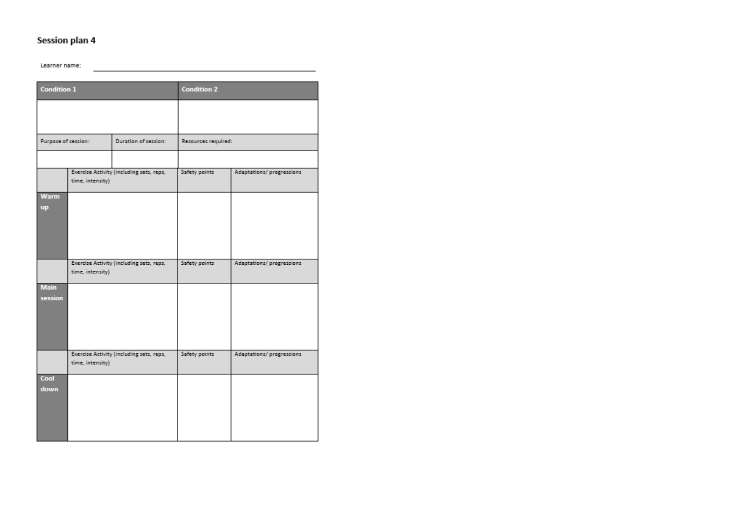## Session plan 4

Learner name: ______________________________

| Condition 1 | | | Condition 2 | |
|---|---|---|---|---|
| | | | | |
| Purpose of session: | | Duration of session: | Resources required: | |
| | | | | |
| | Exercise Activity (including sets, reps, time, intensity) | | Safety points | Adaptations/ progressions |
| **Warm up** | | | | |
| | Exercise Activity (including sets, reps, time, intensity) | | Safety points | Adaptations/ progressions |
| **Main session** | | | | |
| | Exercise Activity (including sets, reps, time, intensity) | | Safety points | Adaptations/ progressions |
| **Cool down** | | | | |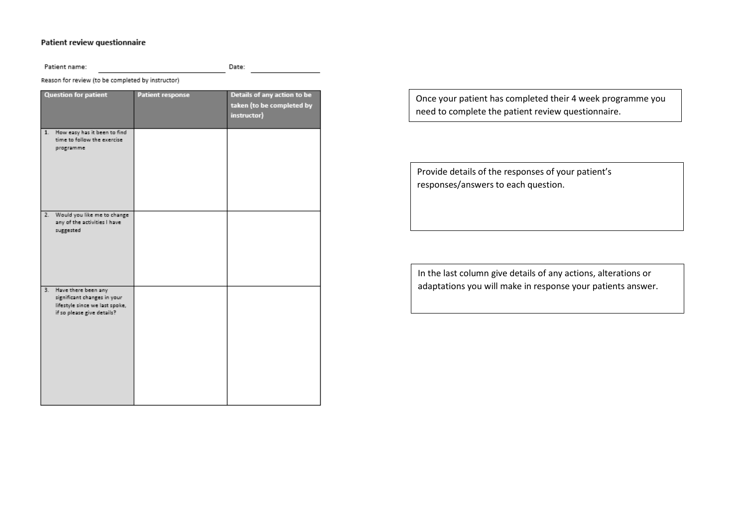**Patient review questionnaire**

Patient name: ______________________________ Date: ________________

Reason for review (to be completed by instructor)

| Question for patient | Patient response | Details of any action to be taken (to be completed by instructor) |
|---|---|---|
| 1. How easy has it been to find time to follow the exercise programme | | |
| 2. Would you like me to change any of the activities I have suggested | | |
| 3. Have there been any significant changes in your lifestyle since we last spoke, if so please give details? | | |

Once your patient has completed their 4 week programme you need to complete the patient review questionnaire.

Provide details of the responses of your patient's responses/answers to each question.

In the last column give details of any actions, alterations or adaptations you will make in response your patients answer.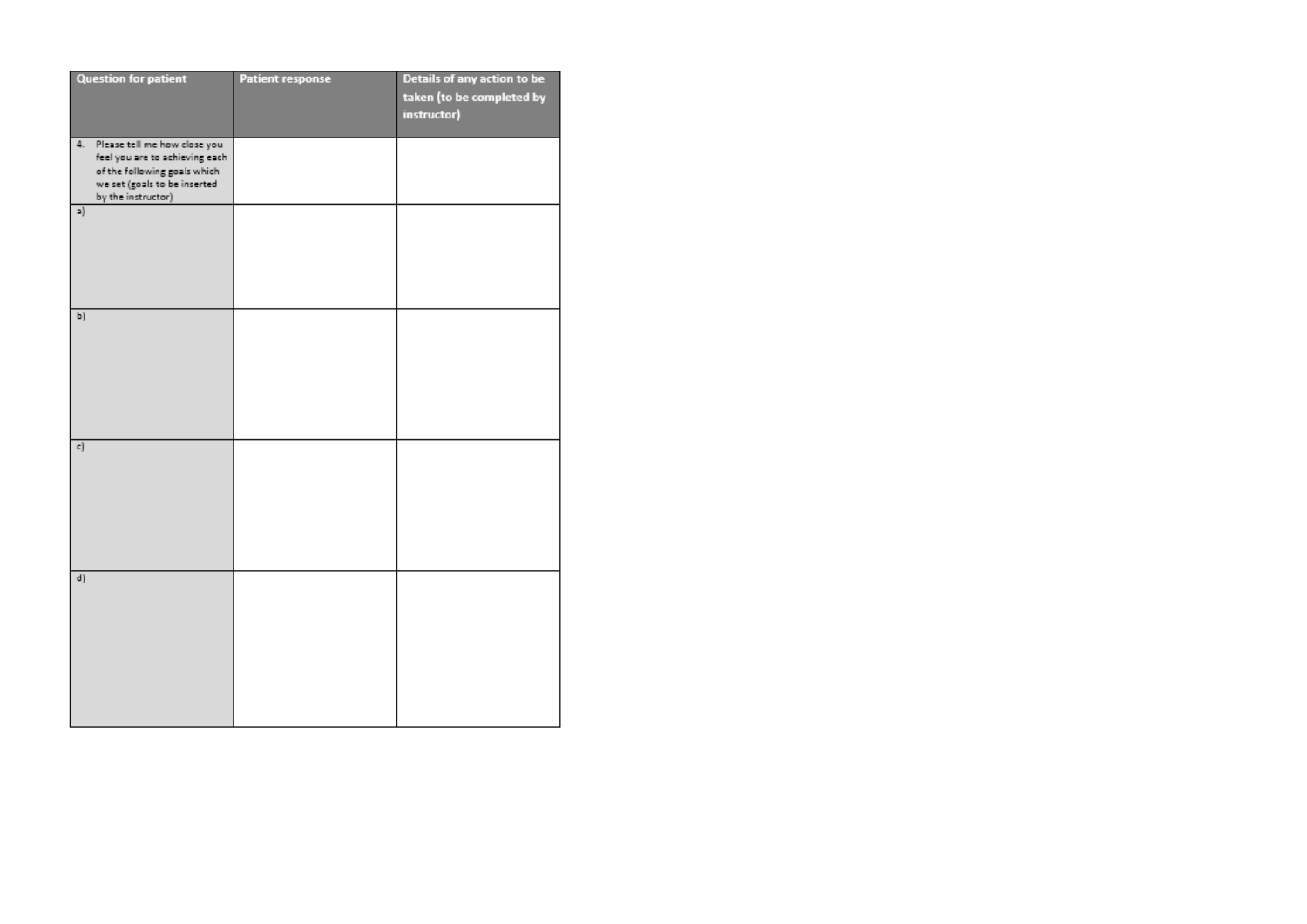| Question for patient | Patient response | Details of any action to be taken (to be completed by instructor) |
|---|---|---|
| 4. Please tell me how close you feel you are to achieving each of the following goals which we set (goals to be inserted by the instructor) | | |
| a) | | |
| b) | | |
| c) | | |
| d) | | |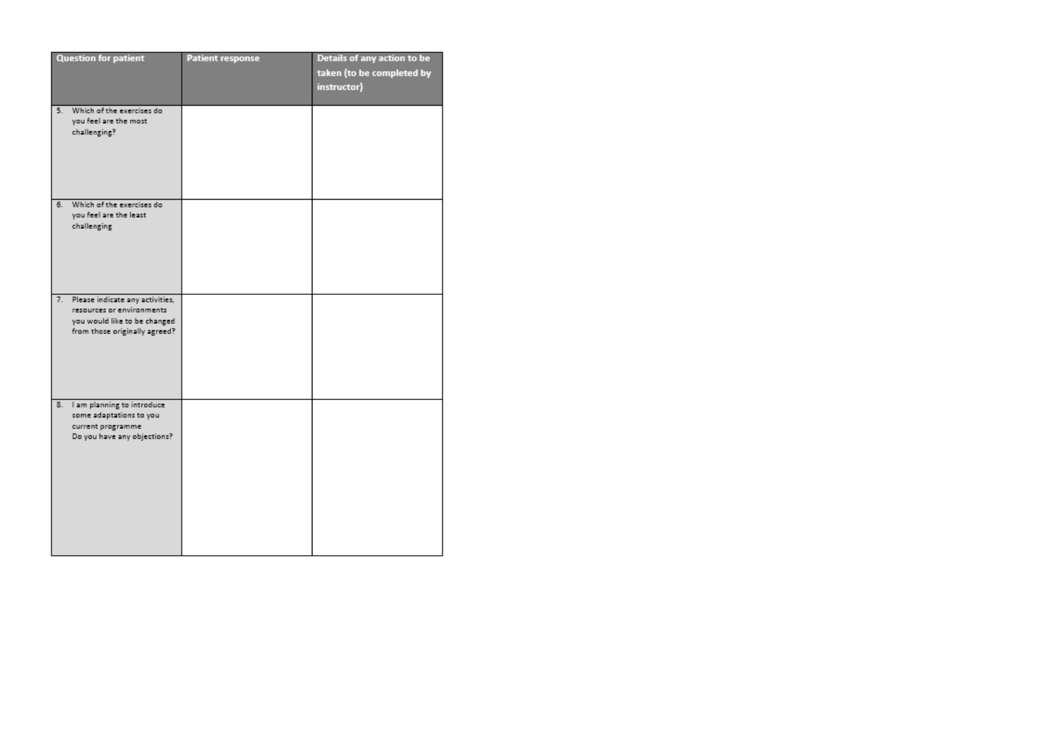| Question for patient | Patient response | Details of any action to be taken (to be completed by instructor) |
|---|---|---|
| 5. Which of the exercises do you feel are the most challenging? | | |
| 6. Which of the exercises do you feel are the least challenging | | |
| 7. Please indicate any activities, resources or environments you would like to be changed from those originally agreed? | | |
| 8. I am planning to introduce some adaptations to you current programme Do you have any objections? | | |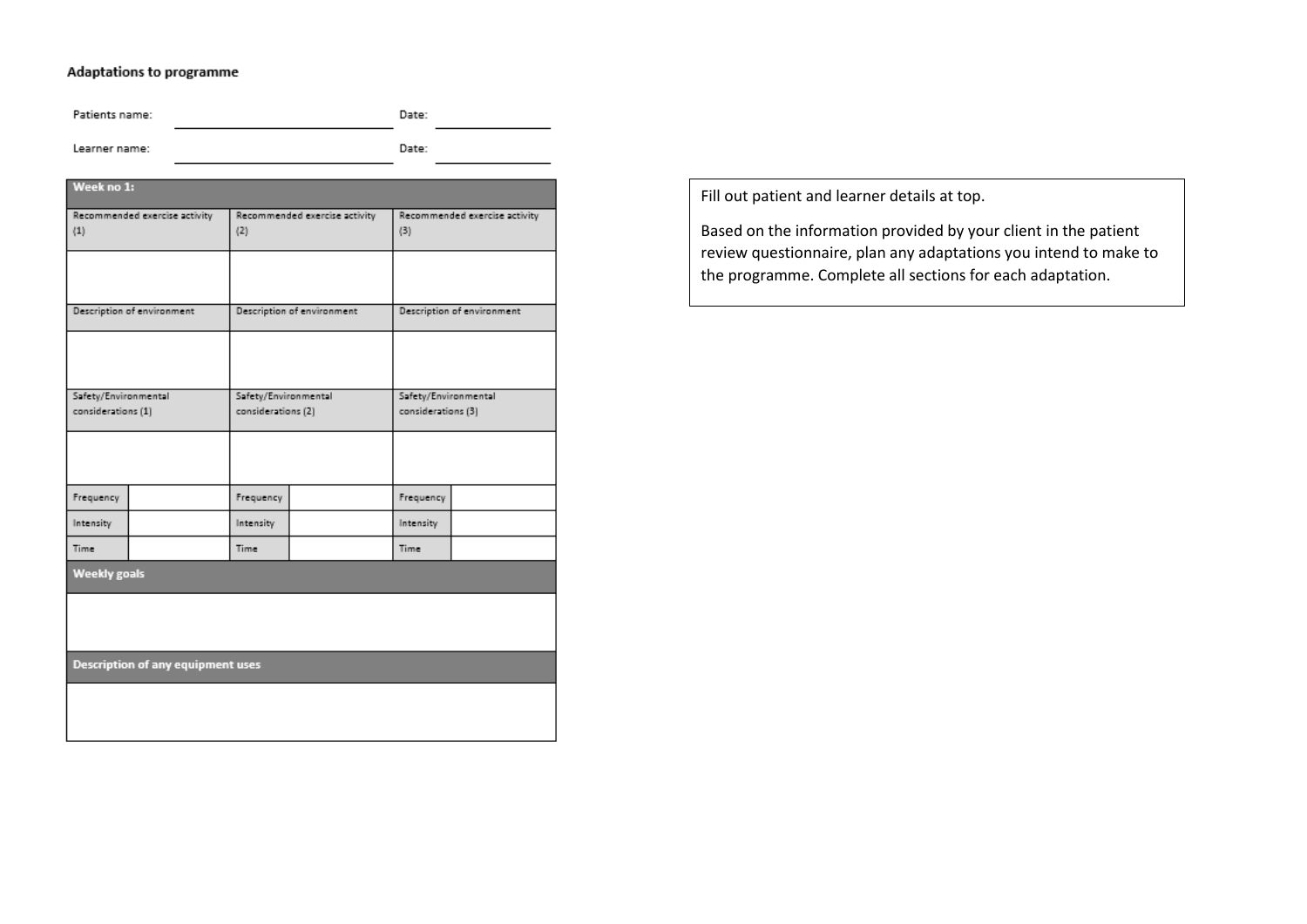**Adaptations to programme**

Patients name: ____________________ Date: ____________

Learner name: ____________________ Date: ____________

| Week no 1: | | | | | |
|---|---|---|---|---|---|
| Recommended exercise activity (1) | | Recommended exercise activity (2) | | Recommended exercise activity (3) | |
| | | | | | |
| Description of environment | | Description of environment | | Description of environment | |
| | | | | | |
| Safety/Environmental considerations (1) | | Safety/Environmental considerations (2) | | Safety/Environmental considerations (3) | |
| | | | | | |
| Frequency | | Frequency | | Frequency | |
| Intensity | | Intensity | | Intensity | |
| Time | | Time | | Time | |
| **Weekly goals** | | | | | |
| | | | | | |
| **Description of any equipment uses** | | | | | |
| | | | | | |

Fill out patient and learner details at top.

Based on the information provided by your client in the patient review questionnaire, plan any adaptations you intend to make to the programme. Complete all sections for each adaptation.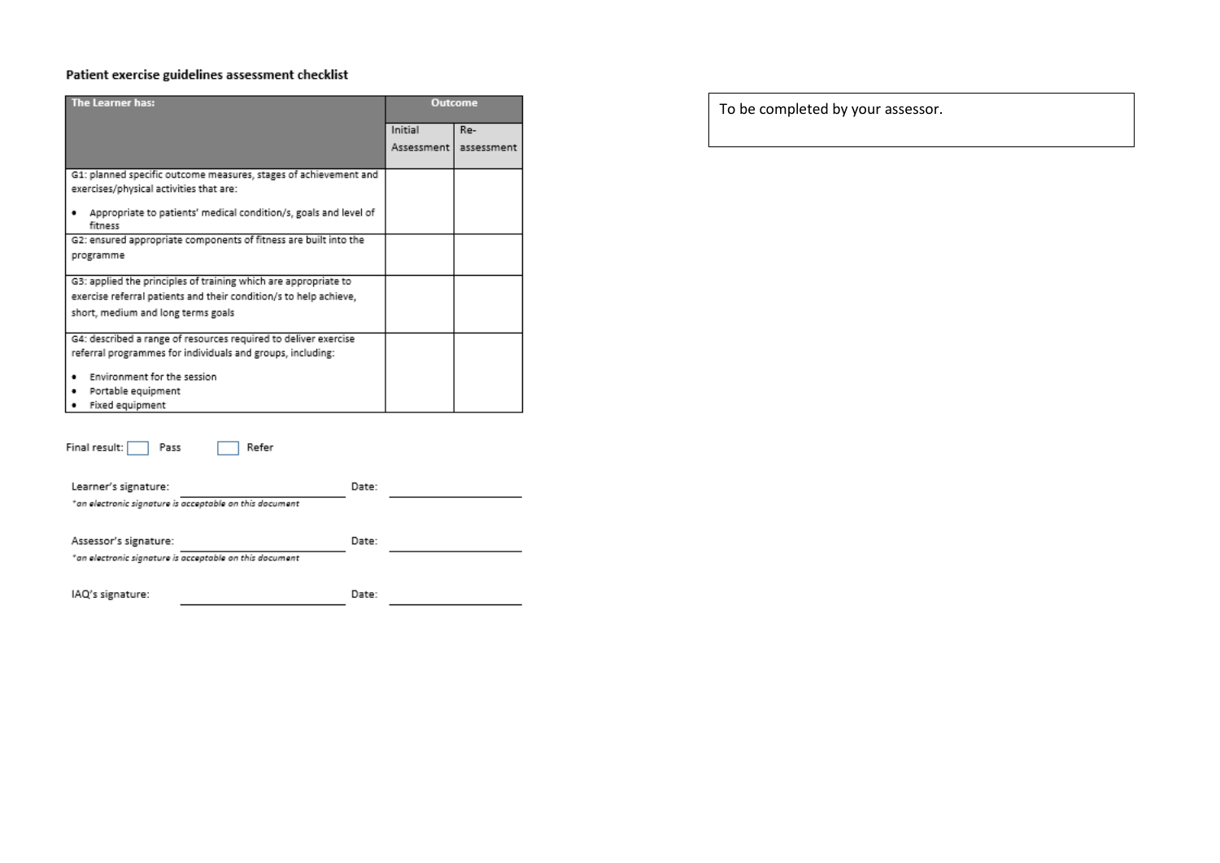### Patient exercise guidelines assessment checklist

| The Learner has: | Outcome | |
|---|---|---|
| | Initial Assessment | Re-assessment |
| G1: planned specific outcome measures, stages of achievement and exercises/physical activities that are:<br>• Appropriate to patients' medical condition/s, goals and level of fitness | | |
| G2: ensured appropriate components of fitness are built into the programme | | |
| G3: applied the principles of training which are appropriate to exercise referral patients and their condition/s to help achieve, short, medium and long terms goals | | |
| G4: described a range of resources required to deliver exercise referral programmes for individuals and groups, including:<br>• Environment for the session<br>• Portable equipment<br>• Fixed equipment | | |

Final result: ☐ Pass ☐ Refer

Learner's signature: ____________________ Date: ____________________

*an electronic signature is acceptable on this document*

Assessor's signature: ____________________ Date: ____________________

*an electronic signature is acceptable on this document*

IAQ's signature: ____________________ Date: ____________________

To be completed by your assessor.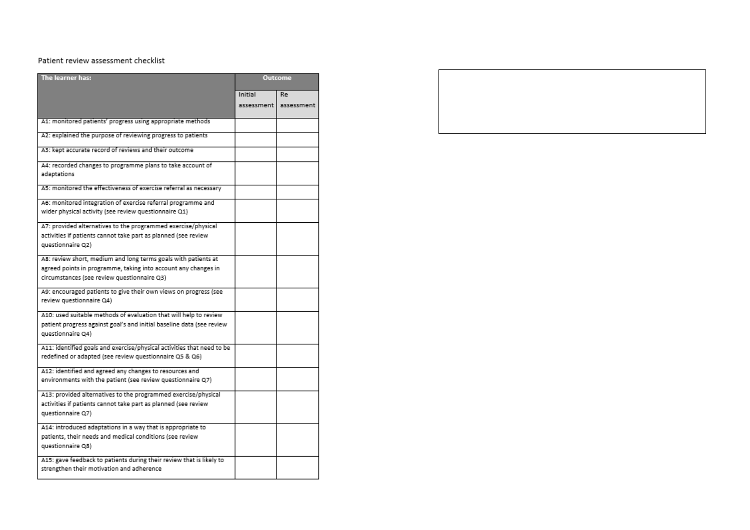Patient review assessment checklist

| The learner has: | Outcome | |
|---|---|---|
| | Initial assessment | Re assessment |
| A1: monitored patients' progress using appropriate methods | | |
| A2: explained the purpose of reviewing progress to patients | | |
| A3: kept accurate record of reviews and their outcome | | |
| A4: recorded changes to programme plans to take account of adaptations | | |
| A5: monitored the effectiveness of exercise referral as necessary | | |
| A6: monitored integration of exercise referral programme and wider physical activity (see review questionnaire Q1) | | |
| A7: provided alternatives to the programmed exercise/physical activities if patients cannot take part as planned (see review questionnaire Q2) | | |
| A8: review short, medium and long terms goals with patients at agreed points in programme, taking into account any changes in circumstances (see review questionnaire Q3) | | |
| A9: encouraged patients to give their own views on progress (see review questionnaire Q4) | | |
| A10: used suitable methods of evaluation that will help to review patient progress against goal's and initial baseline data (see review questionnaire Q4) | | |
| A11: identified goals and exercise/physical activities that need to be redefined or adapted (see review questionnaire Q5 & Q6) | | |
| A12: identified and agreed any changes to resources and environments with the patient (see review questionnaire Q7) | | |
| A13: provided alternatives to the programmed exercise/physical activities if patients cannot take part as planned (see review questionnaire Q7) | | |
| A14: introduced adaptations in a way that is appropriate to patients, their needs and medical conditions (see review questionnaire Q8) | | |
| A15: gave feedback to patients during their review that is likely to strengthen their motivation and adherence | | |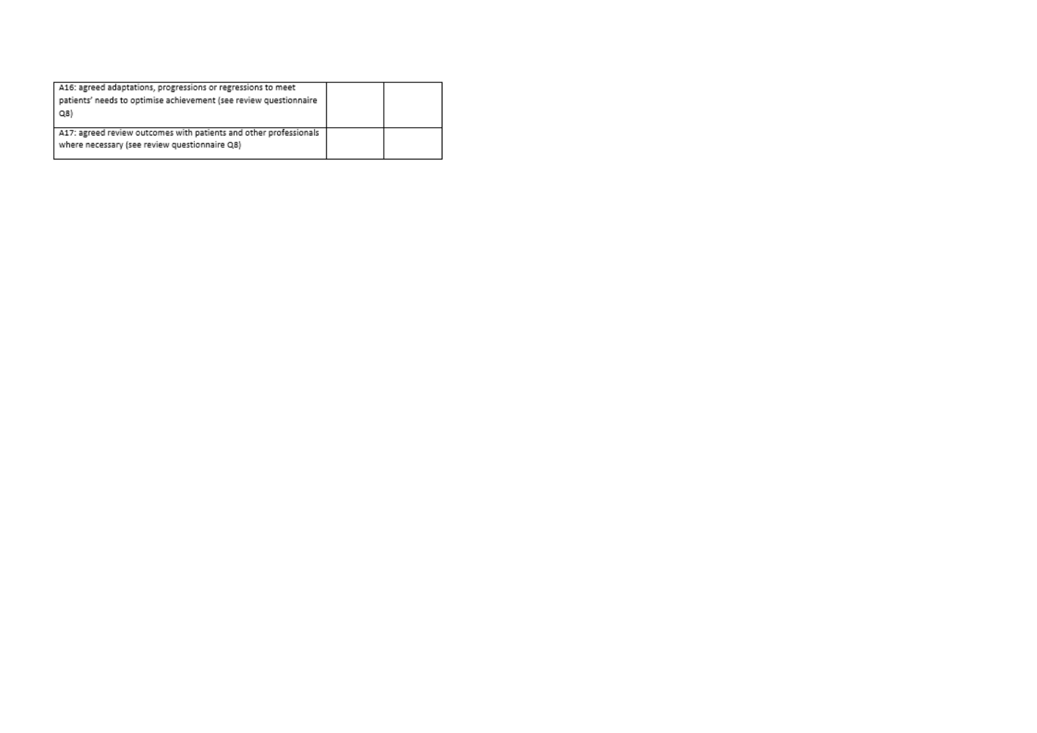| | | |
|---|---|---|
| A16: agreed adaptations, progressions or regressions to meet patients' needs to optimise achievement (see review questionnaire Q8) | | |
| A17: agreed review outcomes with patients and other professionals where necessary (see review questionnaire Q8) | | |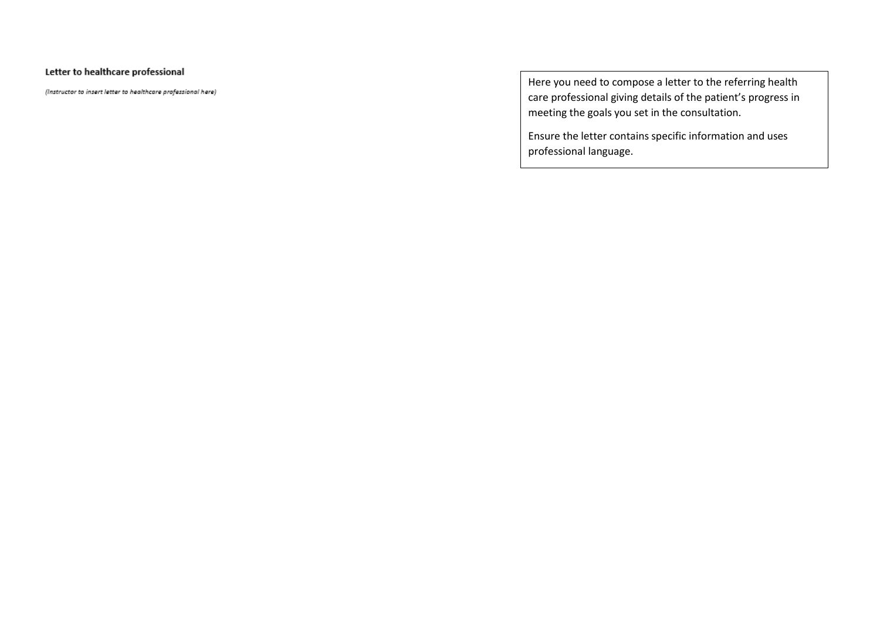**Letter to healthcare professional**

*(Instructor to insert letter to healthcare professional here)*

Here you need to compose a letter to the referring health care professional giving details of the patient's progress in meeting the goals you set in the consultation.

Ensure the letter contains specific information and uses professional language.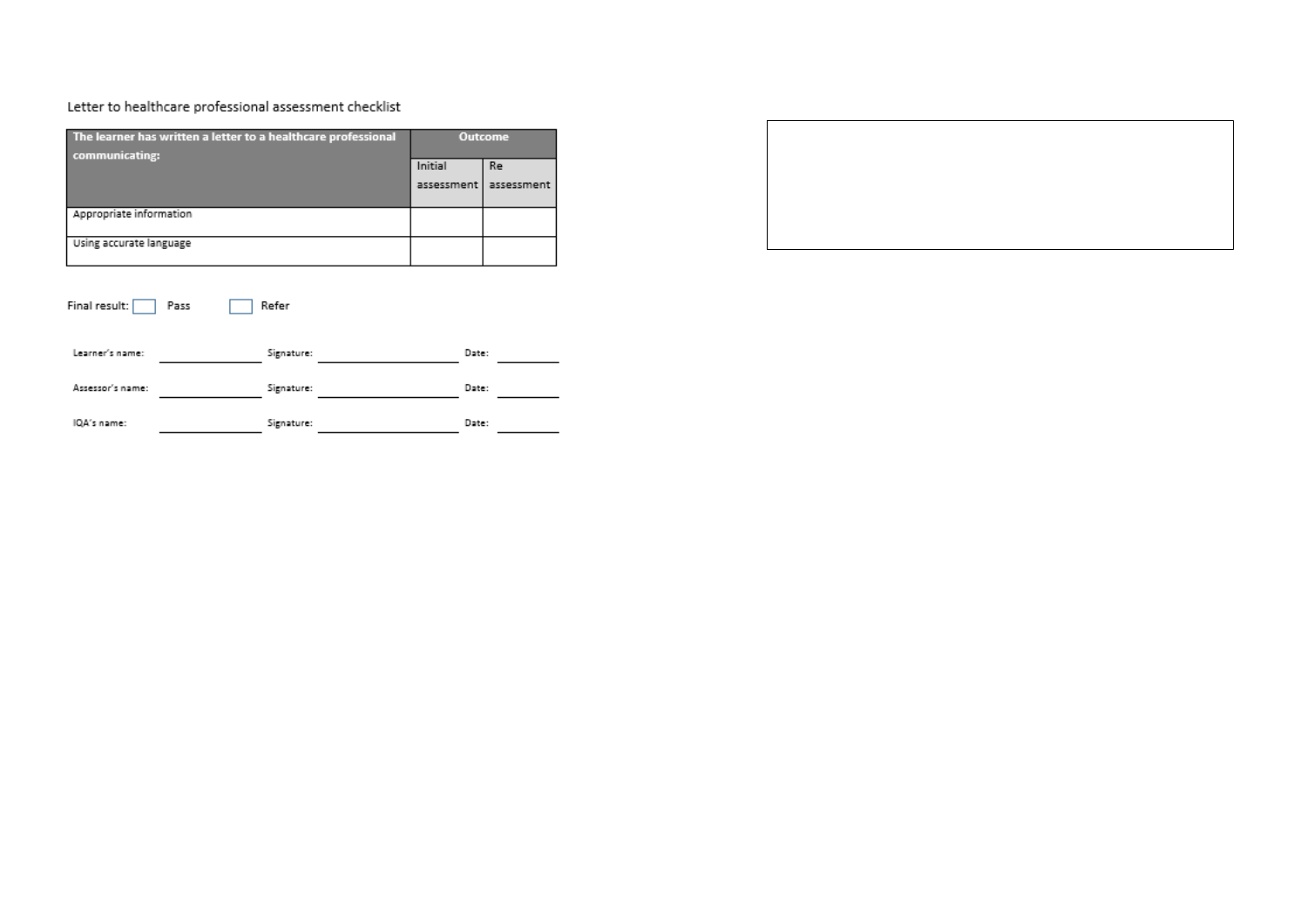Letter to healthcare professional assessment checklist

| The learner has written a letter to a healthcare professional communicating: | Outcome | |
| --- | --- | --- |
| | Initial assessment | Re assessment |
| Appropriate information | | |
| Using accurate language | | |

Final result: ☐ Pass ☐ Refer

| | | | | | |
| --- | --- | --- | --- | --- | --- |
| Learner's name: | | Signature: | | Date: | |
| Assessor's name: | | Signature: | | Date: | |
| IQA's name: | | Signature: | | Date: | |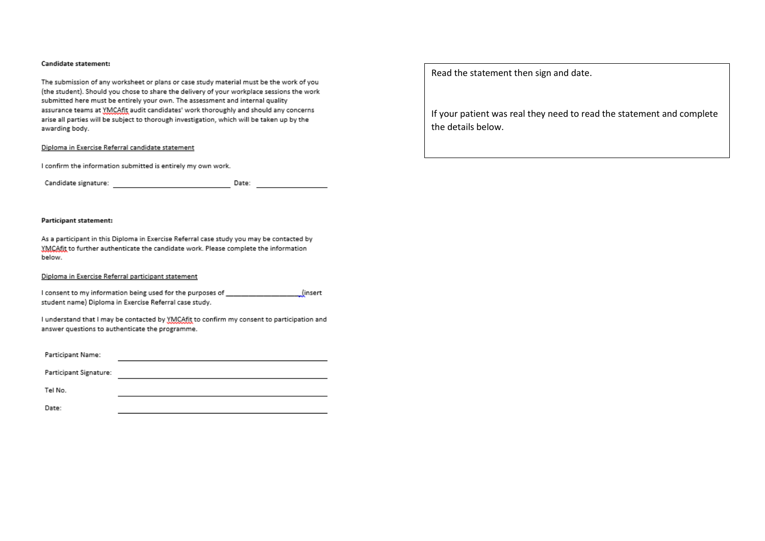**Candidate statement:**

The submission of any worksheet or plans or case study material must be the work of you (the student). Should you chose to share the delivery of your workplace sessions the work submitted here must be entirely your own. The assessment and internal quality assurance teams at YMCAfit audit candidates' work thoroughly and should any concerns arise all parties will be subject to thorough investigation, which will be taken up by the awarding body.

Diploma in Exercise Referral candidate statement

I confirm the information submitted is entirely my own work.

Candidate signature: ______________________________ Date: __________________

**Participant statement:**

As a participant in this Diploma in Exercise Referral case study you may be contacted by YMCAfit to further authenticate the candidate work. Please complete the information below.

Diploma in Exercise Referral participant statement

I consent to my information being used for the purposes of ____________________(insert student name) Diploma in Exercise Referral case study.

I understand that I may be contacted by YMCAfit to confirm my consent to participation and answer questions to authenticate the programme.

Participant Name: ______________________________

Participant Signature: ______________________________

Tel No. ______________________________

Date: ______________________________

Read the statement then sign and date.

If your patient was real they need to read the statement and complete the details below.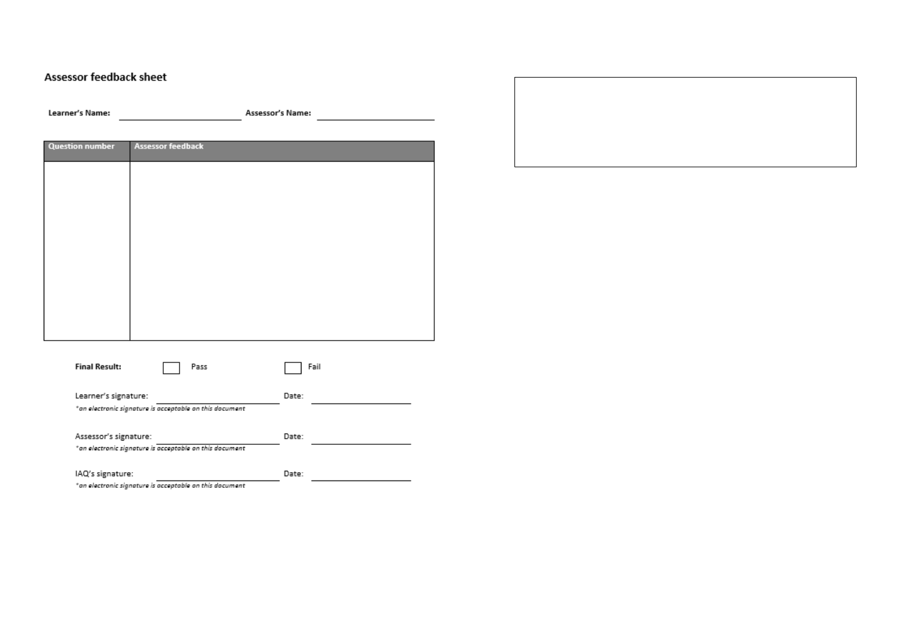## Assessor feedback sheet

**Learner's Name:** ____________________ **Assessor's Name:** ____________________

| Question number | Assessor feedback |
| --- | --- |
| | |

**Final Result:** ☐ Pass ☐ Fail

Learner's signature: ____________________ Date: ____________________
*an electronic signature is acceptable on this document*

Assessor's signature: ____________________ Date: ____________________
*an electronic signature is acceptable on this document*

IAQ's signature: ____________________ Date: ____________________
*an electronic signature is acceptable on this document*